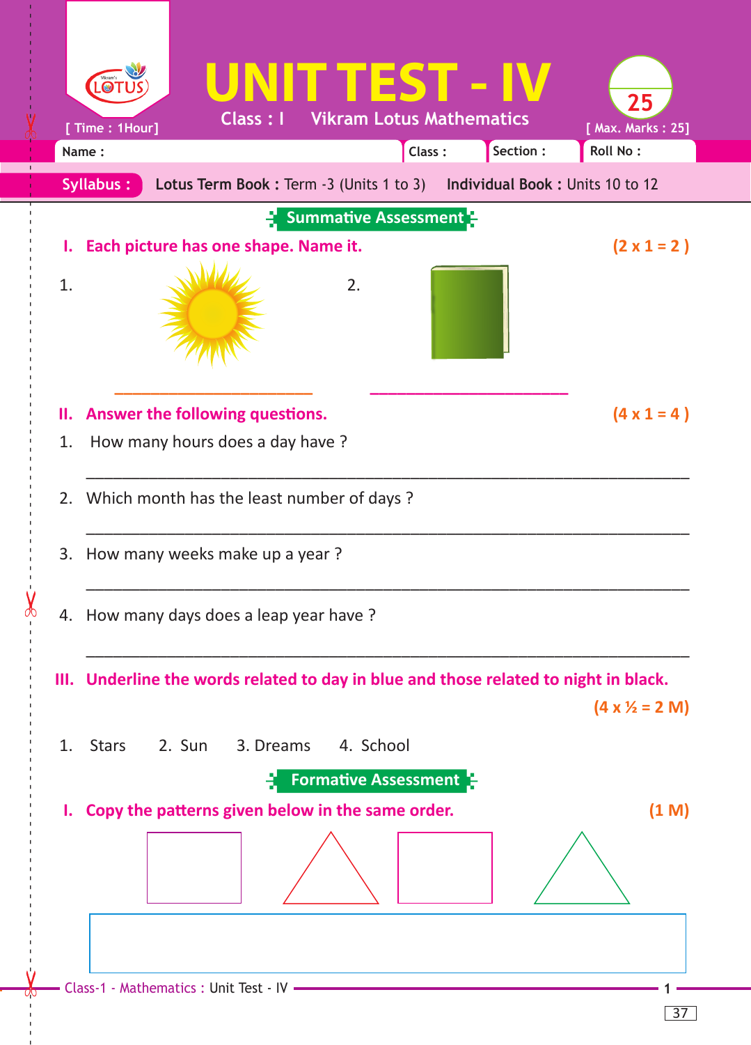# UNIT TEST - IV

Class : I Vikram Lotus Mathematics

[ Time : 1Hour] [ Max. Marks : 25]

Name : Class : Section : Roll No :

**Syllabus :** **Lotus Term Book :** Term -3 (Units 1 to 3) **Individual Book :** Units 10 to 12

## Summative Assessment

**I. Each picture has one shape. Name it.** **(2 x 1 = 2 )**

1. ______________________ 2. ______________________

**II. Answer the following questions.** **(4 x 1 = 4 )**

1. How many hours does a day have ?

______________________________________________________________

2. Which month has the least number of days ?

______________________________________________________________

3. How many weeks make up a year ?

______________________________________________________________

4. How many days does a leap year have ?

______________________________________________________________

**III. Underline the words related to day in blue and those related to night in black.** **(4 x ½ = 2 M)**

1. Stars 2. Sun 3. Dreams 4. School

## Formative Assessment

**I. Copy the patterns given below in the same order.** **(1 M)**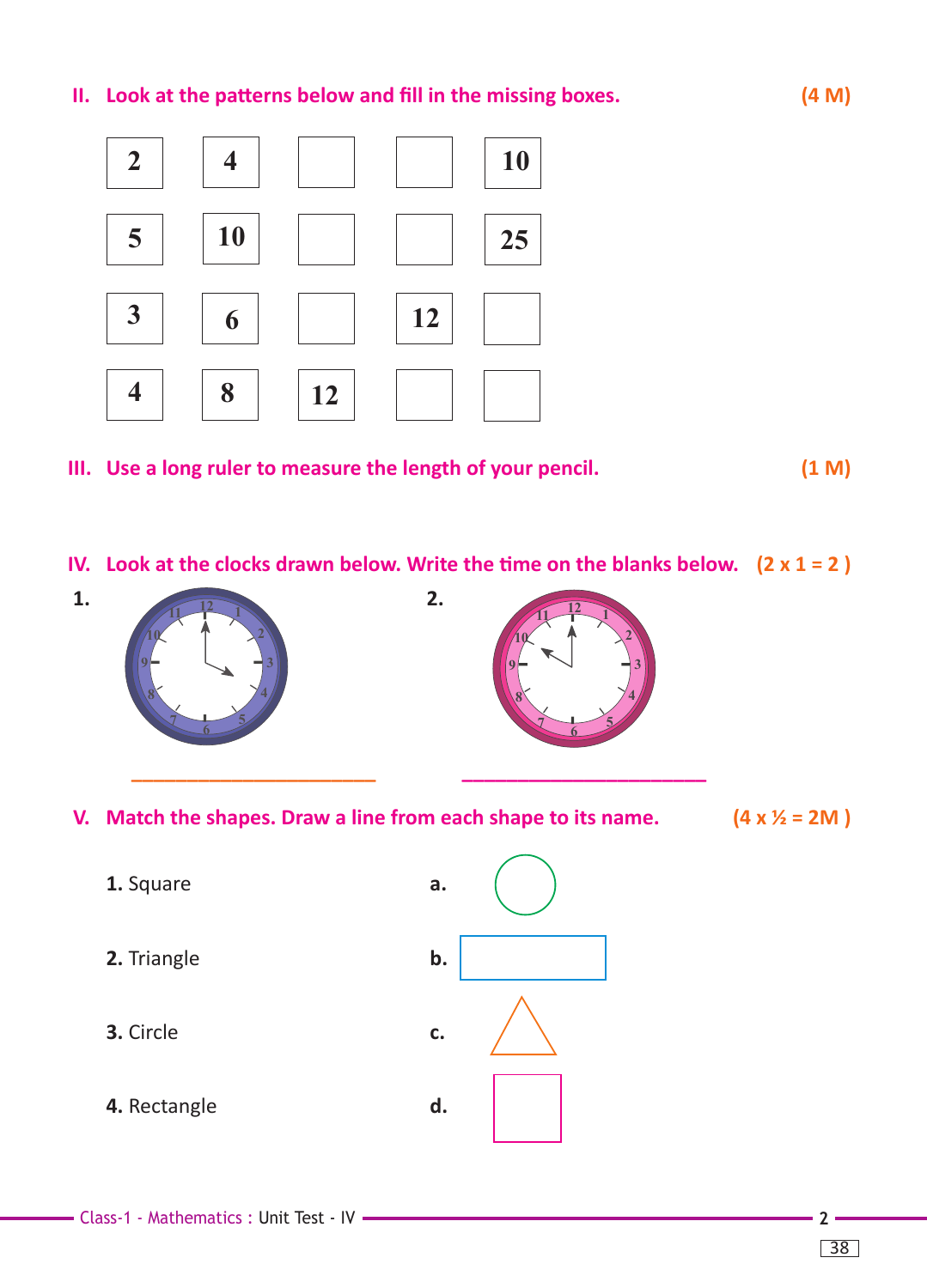**II. Look at the patterns below and fill in the missing boxes.** **(4 M)**

| | | | | |
|---|---|---|---|---|
| 2 | 4 | | | 10 |
| 5 | 10 | | | 25 |
| 3 | 6 | | 12 | |
| 4 | 8 | 12 | | |

**III. Use a long ruler to measure the length of your pencil.** **(1 M)**

**IV. Look at the clocks drawn below. Write the time on the blanks below.** **(2 x 1 = 2 )**

1. ____________________

2. ____________________

**V. Match the shapes. Draw a line from each shape to its name.** **(4 x ½ = 2M )**

**1.** Square — **a.**

**2.** Triangle — **b.**

**3.** Circle — **c.**

**4.** Rectangle — **d.**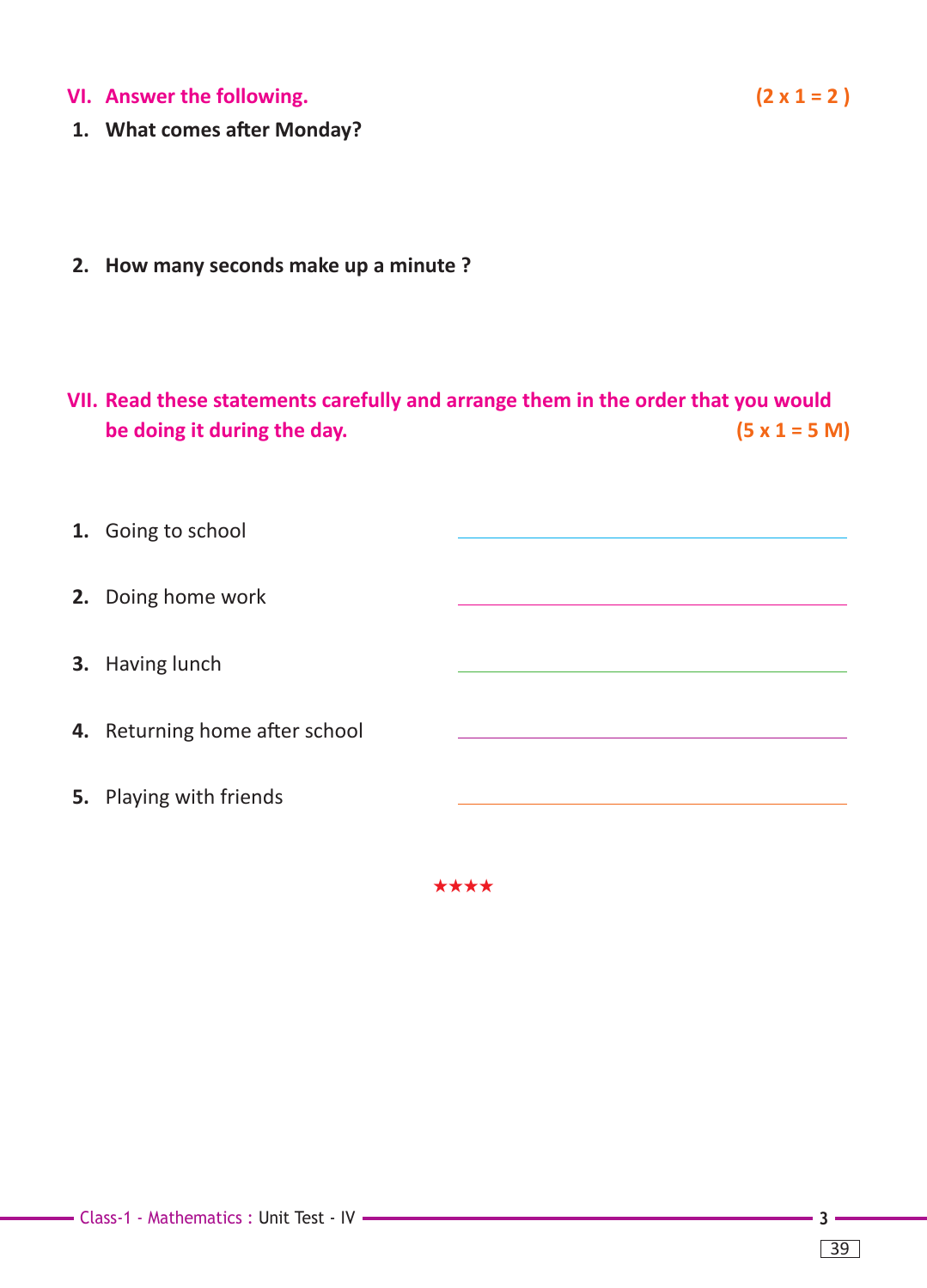## VI. Answer the following. (2 x 1 = 2 )

1. **What comes after Monday?**

2. **How many seconds make up a minute ?**

## VII. Read these statements carefully and arrange them in the order that you would be doing it during the day. (5 x 1 = 5 M)

1. Going to school ____________________
2. Doing home work ____________________
3. Having lunch ____________________
4. Returning home after school ____________________
5. Playing with friends ____________________

★★★★